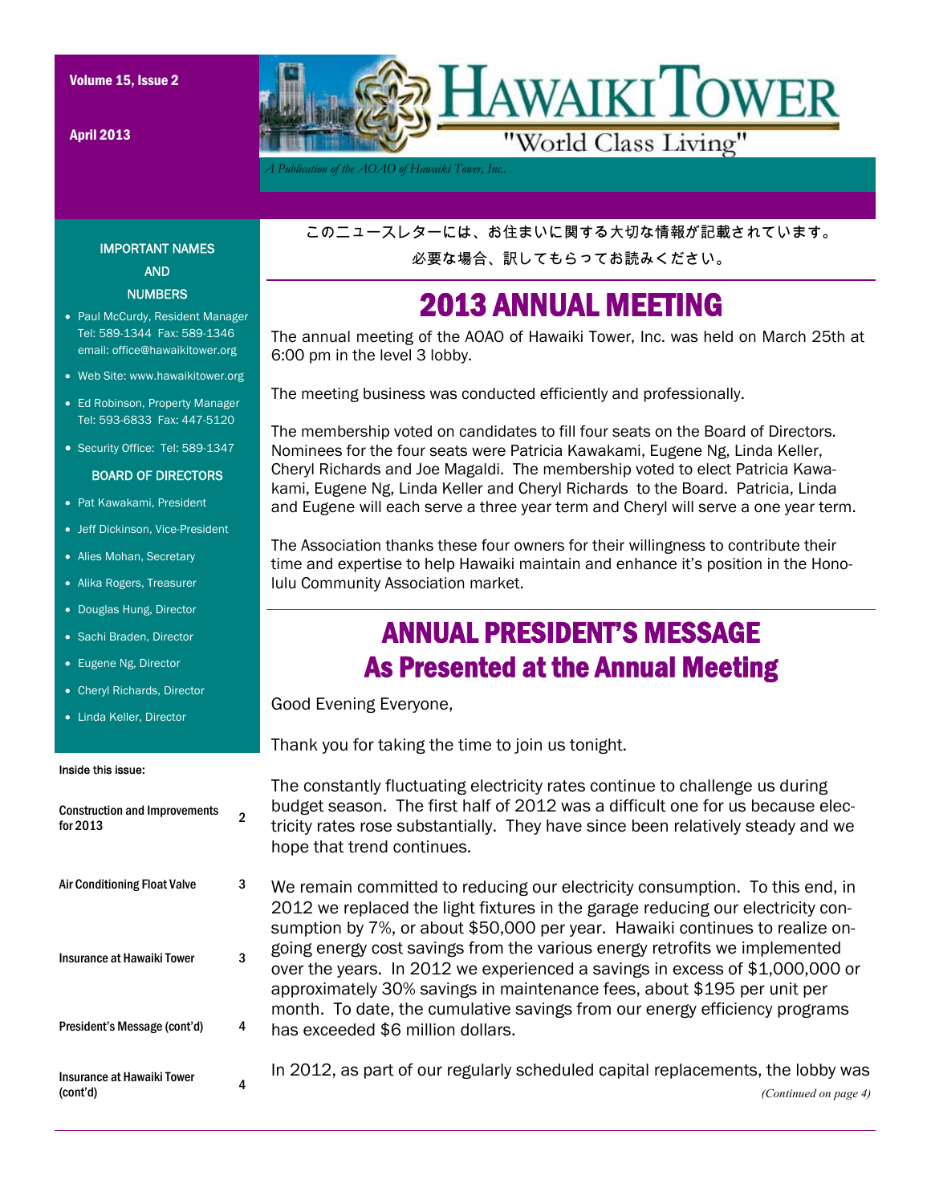# HAWAIKI TOWER

"World Class Living"

*A Publication of the AOAO of Hawaiki Tower, Inc.*

Volume 15, Issue 2

April 2013

このニュースレターには、お住まいに関する大切な情報が記載されています。

必要な場合、訳してもらってお読みください。

## 2013 ANNUAL MEETING

The annual meeting of the AOAO of Hawaiki Tower, Inc. was held on March 25th at 6:00 pm in the level 3 lobby.

The meeting business was conducted efficiently and professionally.

The membership voted on candidates to fill four seats on the Board of Directors. Nominees for the four seats were Patricia Kawakami, Eugene Ng, Linda Keller, Cheryl Richards and Joe Magaldi. The membership voted to elect Patricia Kawakami, Eugene Ng, Linda Keller and Cheryl Richards to the Board. Patricia, Linda and Eugene will each serve a three year term and Cheryl will serve a one year term.

The Association thanks these four owners for their willingness to contribute their time and expertise to help Hawaiki maintain and enhance it's position in the Honolulu Community Association market.

## ANNUAL PRESIDENT'S MESSAGE As Presented at the Annual Meeting

Good Evening Everyone,

Thank you for taking the time to join us tonight.

The constantly fluctuating electricity rates continue to challenge us during budget season. The first half of 2012 was a difficult one for us because electricity rates rose substantially. They have since been relatively steady and we hope that trend continues.

We remain committed to reducing our electricity consumption. To this end, in 2012 we replaced the light fixtures in the garage reducing our electricity consumption by 7%, or about $50,000 per year. Hawaiki continues to realize ongoing energy cost savings from the various energy retrofits we implemented over the years. In 2012 we experienced a savings in excess of $1,000,000 or approximately 30% savings in maintenance fees, about $195 per unit per month. To date, the cumulative savings from our energy efficiency programs has exceeded $6 million dollars.

In 2012, as part of our regularly scheduled capital replacements, the lobby was

*(Continued on page 4)*

### IMPORTANT NAMES AND NUMBERS

- Paul McCurdy, Resident Manager Tel: 589-1344 Fax: 589-1346 email: office@hawaikitower.org
- Web Site: www.hawaikitower.org
- Ed Robinson, Property Manager Tel: 593-6833 Fax: 447-5120
- Security Office: Tel: 589-1347

### BOARD OF DIRECTORS

- Pat Kawakami, President
- Jeff Dickinson, Vice-President
- Alies Mohan, Secretary
- Alika Rogers, Treasurer
- Douglas Hung, Director
- Sachi Braden, Director
- Eugene Ng, Director
- Cheryl Richards, Director
- Linda Keller, Director

### Inside this issue:

| | |
|---|---|
| Construction and Improvements for 2013 | 2 |
| Air Conditioning Float Valve | 3 |
| Insurance at Hawaiki Tower | 3 |
| President's Message (cont'd) | 4 |
| Insurance at Hawaiki Tower (cont'd) | 4 |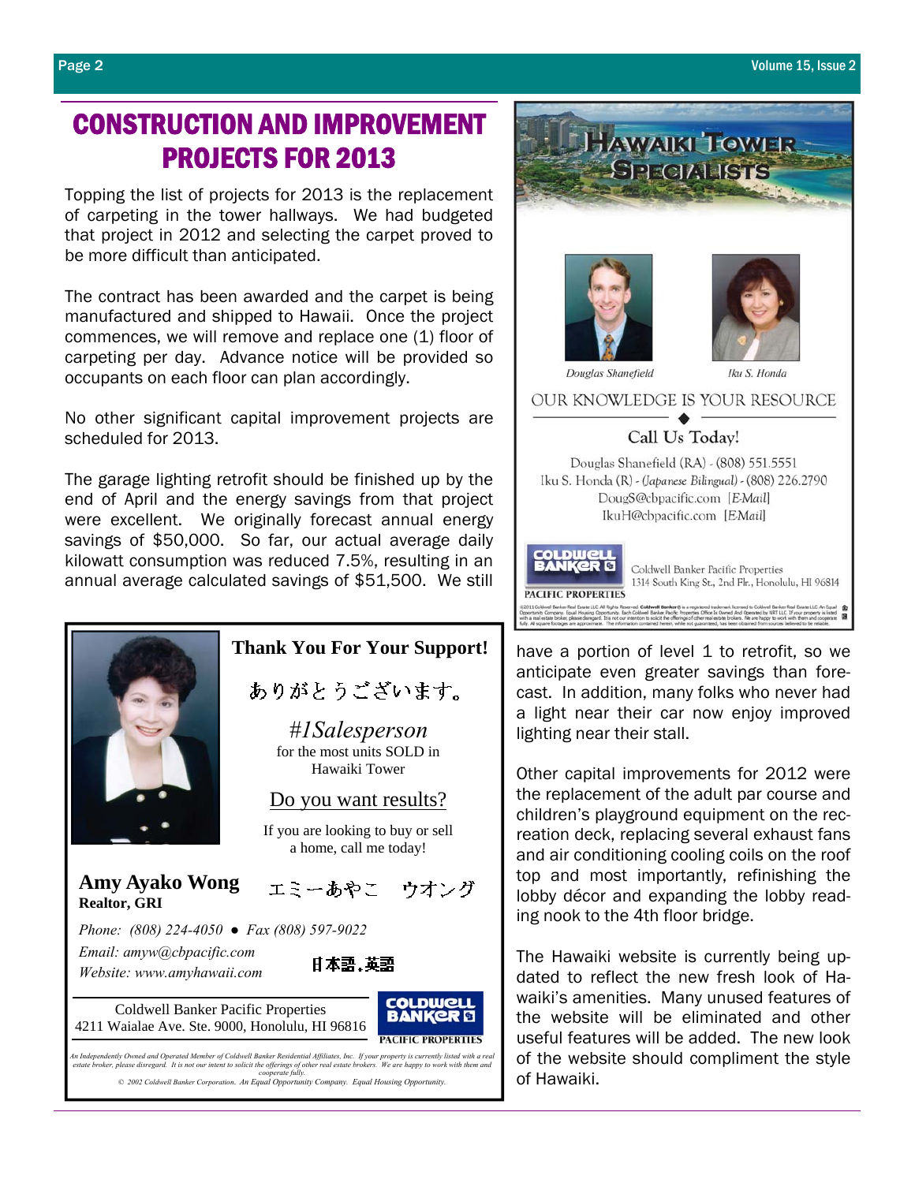# CONSTRUCTION AND IMPROVEMENT PROJECTS FOR 2013

Topping the list of projects for 2013 is the replacement of carpeting in the tower hallways. We had budgeted that project in 2012 and selecting the carpet proved to be more difficult than anticipated.

The contract has been awarded and the carpet is being manufactured and shipped to Hawaii. Once the project commences, we will remove and replace one (1) floor of carpeting per day. Advance notice will be provided so occupants on each floor can plan accordingly.

No other significant capital improvement projects are scheduled for 2013.

The garage lighting retrofit should be finished up by the end of April and the energy savings from that project were excellent. We originally forecast annual energy savings of $50,000. So far, our actual average daily kilowatt consumption was reduced 7.5%, resulting in an annual average calculated savings of $51,500. We still have a portion of level 1 to retrofit, so we anticipate even greater savings than forecast. In addition, many folks who never had a light near their car now enjoy improved lighting near their stall.

Other capital improvements for 2012 were the replacement of the adult par course and children's playground equipment on the recreation deck, replacing several exhaust fans and air conditioning cooling coils on the roof top and most importantly, refinishing the lobby décor and expanding the lobby reading nook to the 4th floor bridge.

The Hawaiki website is currently being updated to reflect the new fresh look of Hawaiki's amenities. Many unused features of the website will be eliminated and other useful features will be added. The new look of the website should compliment the style of Hawaiki.

---

**Thank You For Your Support!**

ありがとうございます。

*#1Salesperson*
for the most units SOLD in Hawaiki Tower

Do you want results?

If you are looking to buy or sell a home, call me today!

**Amy Ayako Wong** エミーあやこ　ウオング
**Realtor, GRI**

*Phone: (808) 224-4050 ● Fax (808) 597-9022*
*Email: amyw@cbpacific.com*
*Website: www.amyhawaii.com*

日本語.英語

Coldwell Banker Pacific Properties
4211 Waialae Ave. Ste. 9000, Honolulu, HI 96816

COLDWELL BANKER PACIFIC PROPERTIES

*An Independently Owned and Operated Member of Coldwell Banker Residential Affiliates, Inc. If your property is currently listed with a real estate broker, please disregard. It is not our intent to solicit the offerings of other real estate brokers. We are happy to work with them and cooperate fully.*
*© 2002 Coldwell Banker Corporation. An Equal Opportunity Company. Equal Housing Opportunity.*

---

**HAWAIKI TOWER SPECIALISTS**

*Douglas Shanefield* — *Iku S. Honda*

OUR KNOWLEDGE IS YOUR RESOURCE

Call Us Today!

Douglas Shanefield (RA) - (808) 551.5551
Iku S. Honda (R) - (Japanese Bilingual) - (808) 226.2790
DougS@cbpacific.com [E-Mail]
IkuH@cbpacific.com [E-Mail]

COLDWELL BANKER PACIFIC PROPERTIES
Coldwell Banker Pacific Properties
1314 South King St., 2nd Flr., Honolulu, HI 96814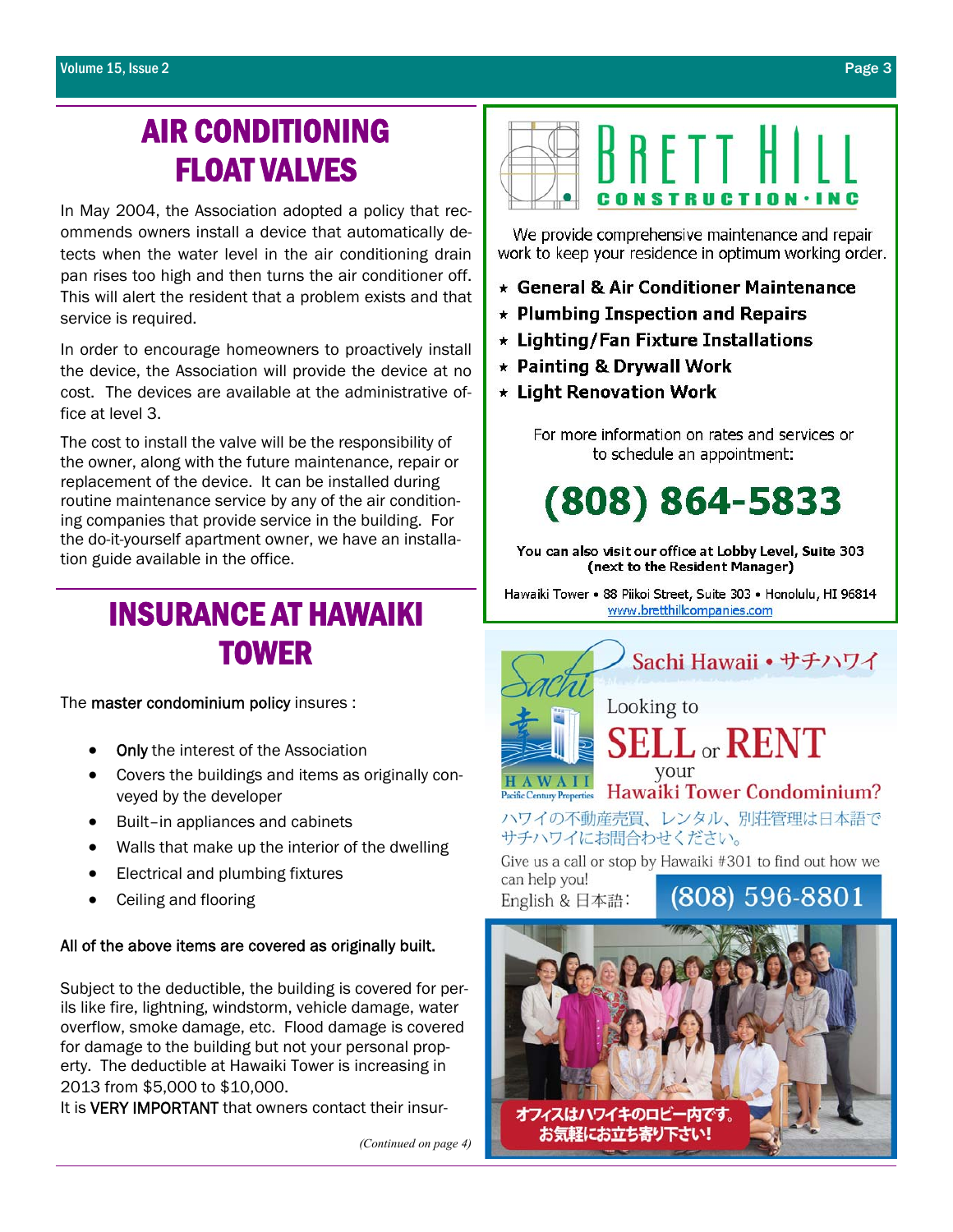# AIR CONDITIONING FLOAT VALVES

In May 2004, the Association adopted a policy that recommends owners install a device that automatically detects when the water level in the air conditioning drain pan rises too high and then turns the air conditioner off. This will alert the resident that a problem exists and that service is required.

In order to encourage homeowners to proactively install the device, the Association will provide the device at no cost. The devices are available at the administrative office at level 3.

The cost to install the valve will be the responsibility of the owner, along with the future maintenance, repair or replacement of the device. It can be installed during routine maintenance service by any of the air conditioning companies that provide service in the building. For the do-it-yourself apartment owner, we have an installation guide available in the office.

# INSURANCE AT HAWAIKI TOWER

The **master condominium policy** insures :

- **Only** the interest of the Association
- Covers the buildings and items as originally conveyed by the developer
- Built–in appliances and cabinets
- Walls that make up the interior of the dwelling
- Electrical and plumbing fixtures
- Ceiling and flooring

**All of the above items are covered as originally built.**

Subject to the deductible, the building is covered for perils like fire, lightning, windstorm, vehicle damage, water overflow, smoke damage, etc. Flood damage is covered for damage to the building but not your personal property. The deductible at Hawaiki Tower is increasing in 2013 from $5,000 to $10,000.

It is **VERY IMPORTANT** that owners contact their insur-

*(Continued on page 4)*

---

# BRETT HILL CONSTRUCTION · INC

We provide comprehensive maintenance and repair work to keep your residence in optimum working order.

- **General & Air Conditioner Maintenance**
- **Plumbing Inspection and Repairs**
- **Lighting/Fan Fixture Installations**
- **Painting & Drywall Work**
- **Light Renovation Work**

For more information on rates and services or to schedule an appointment:

## (808) 864-5833

**You can also visit our office at Lobby Level, Suite 303 (next to the Resident Manager)**

Hawaiki Tower • 88 Piikoi Street, Suite 303 • Honolulu, HI 96814
www.bretthillcompanies.com

---

Sachi Hawaii • サチハワイ

Sachi HAWAII Pacific Century Properties

Looking to **SELL** or **RENT** your Hawaiki Tower Condominium?

ハワイの不動産売買、レンタル、別荘管理は日本語でサチハワイにお問合わせください。

Give us a call or stop by Hawaiki #301 to find out how we can help you!

English & 日本語: **(808) 596-8801**

オフィスはハワイキのロビー内です。お気軽にお立ち寄り下さい!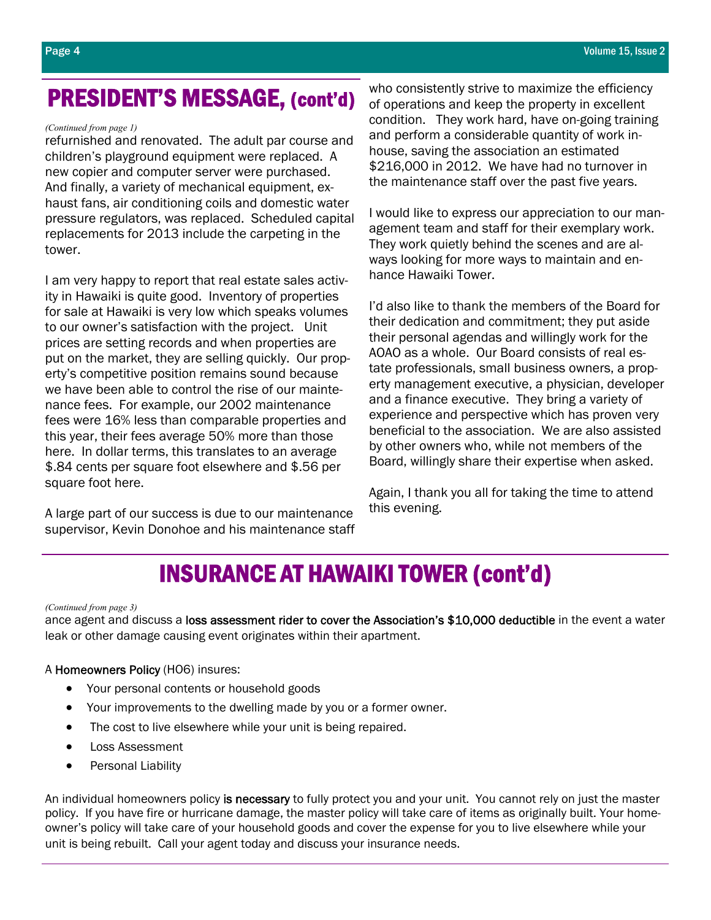# PRESIDENT'S MESSAGE, (cont'd)

*(Continued from page 1)*

refurnished and renovated. The adult par course and children's playground equipment were replaced. A new copier and computer server were purchased. And finally, a variety of mechanical equipment, exhaust fans, air conditioning coils and domestic water pressure regulators, was replaced. Scheduled capital replacements for 2013 include the carpeting in the tower.

I am very happy to report that real estate sales activity in Hawaiki is quite good. Inventory of properties for sale at Hawaiki is very low which speaks volumes to our owner's satisfaction with the project. Unit prices are setting records and when properties are put on the market, they are selling quickly. Our property's competitive position remains sound because we have been able to control the rise of our maintenance fees. For example, our 2002 maintenance fees were 16% less than comparable properties and this year, their fees average 50% more than those here. In dollar terms, this translates to an average $.84 cents per square foot elsewhere and $.56 per square foot here.

A large part of our success is due to our maintenance supervisor, Kevin Donohoe and his maintenance staff who consistently strive to maximize the efficiency of operations and keep the property in excellent condition. They work hard, have on-going training and perform a considerable quantity of work in-house, saving the association an estimated $216,000 in 2012. We have had no turnover in the maintenance staff over the past five years.

I would like to express our appreciation to our management team and staff for their exemplary work. They work quietly behind the scenes and are always looking for more ways to maintain and enhance Hawaiki Tower.

I'd also like to thank the members of the Board for their dedication and commitment; they put aside their personal agendas and willingly work for the AOAO as a whole. Our Board consists of real estate professionals, small business owners, a property management executive, a physician, developer and a finance executive. They bring a variety of experience and perspective which has proven very beneficial to the association. We are also assisted by other owners who, while not members of the Board, willingly share their expertise when asked.

Again, I thank you all for taking the time to attend this evening.

# INSURANCE AT HAWAIKI TOWER (cont'd)

*(Continued from page 3)*

ance agent and discuss a loss assessment rider to cover the Association's $10,000 deductible in the event a water leak or other damage causing event originates within their apartment.

A Homeowners Policy (HO6) insures:

- Your personal contents or household goods
- Your improvements to the dwelling made by you or a former owner.
- The cost to live elsewhere while your unit is being repaired.
- Loss Assessment
- Personal Liability

An individual homeowners policy is necessary to fully protect you and your unit. You cannot rely on just the master policy. If you have fire or hurricane damage, the master policy will take care of items as originally built. Your homeowner's policy will take care of your household goods and cover the expense for you to live elsewhere while your unit is being rebuilt. Call your agent today and discuss your insurance needs.